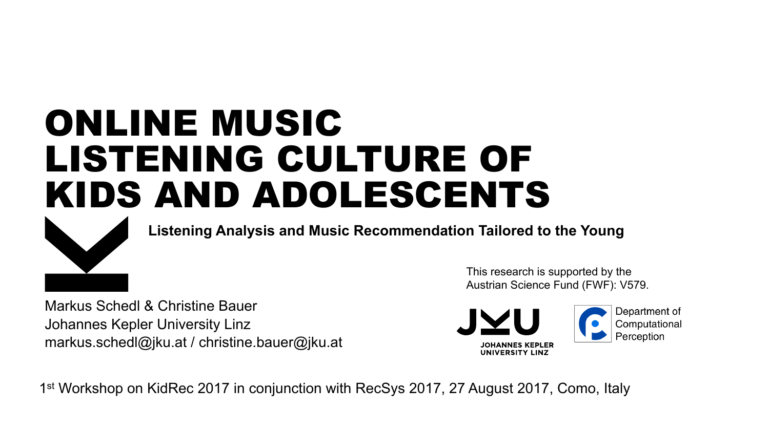# ONLINE MUSIC LISTENING CULTURE OF KIDS AND ADOLESCENTS

**Listening Analysis and Music Recommendation Tailored to the Young**

This research is supported by the Austrian Science Fund (FWF): V579.

Markus Schedl & Christine Bauer
Johannes Kepler University Linz
markus.schedl@jku.at / christine.bauer@jku.at

JKU
JOHANNES KEPLER UNIVERSITY LINZ

Department of Computational Perception

1st Workshop on KidRec 2017 in conjunction with RecSys 2017, 27 August 2017, Como, Italy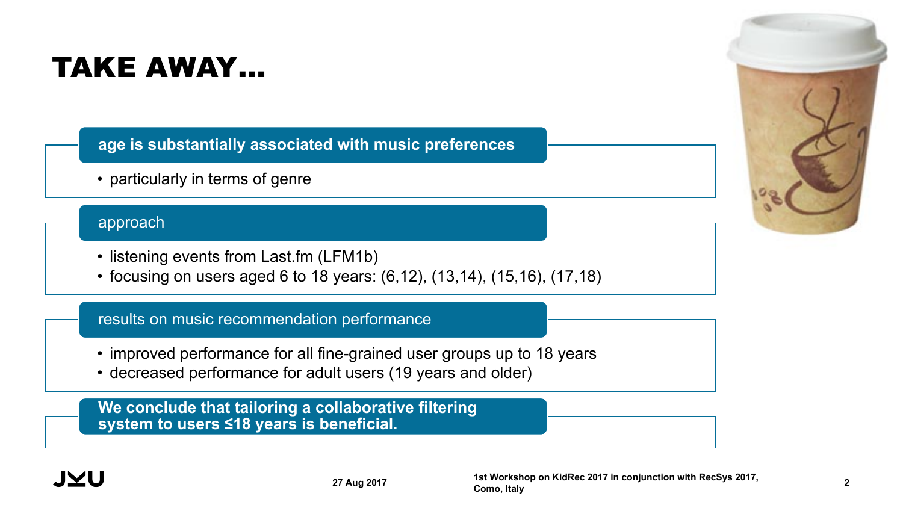# TAKE AWAY…

**age is substantially associated with music preferences**

- particularly in terms of genre

**approach**

- listening events from Last.fm (LFM1b)
- focusing on users aged 6 to 18 years: (6,12), (13,14), (15,16), (17,18)

**results on music recommendation performance**

- improved performance for all fine-grained user groups up to 18 years
- decreased performance for adult users (19 years and older)

**We conclude that tailoring a collaborative filtering system to users ≤18 years is beneficial.**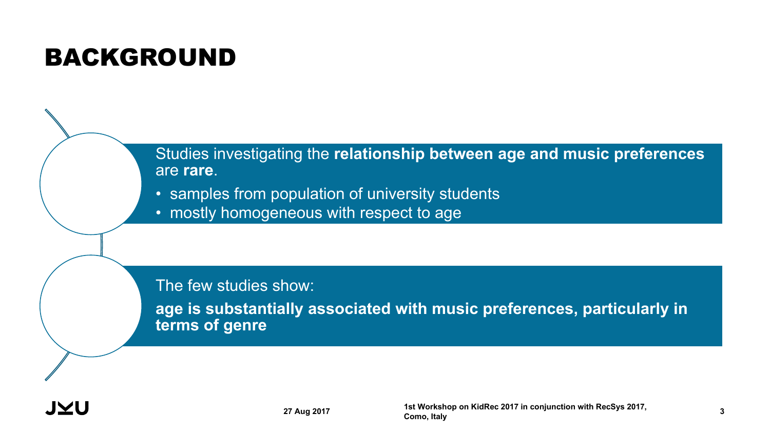# BACKGROUND

Studies investigating the **relationship between age and music preferences** are **rare**.

- samples from population of university students
- mostly homogeneous with respect to age

The few studies show:

**age is substantially associated with music preferences, particularly in terms of genre**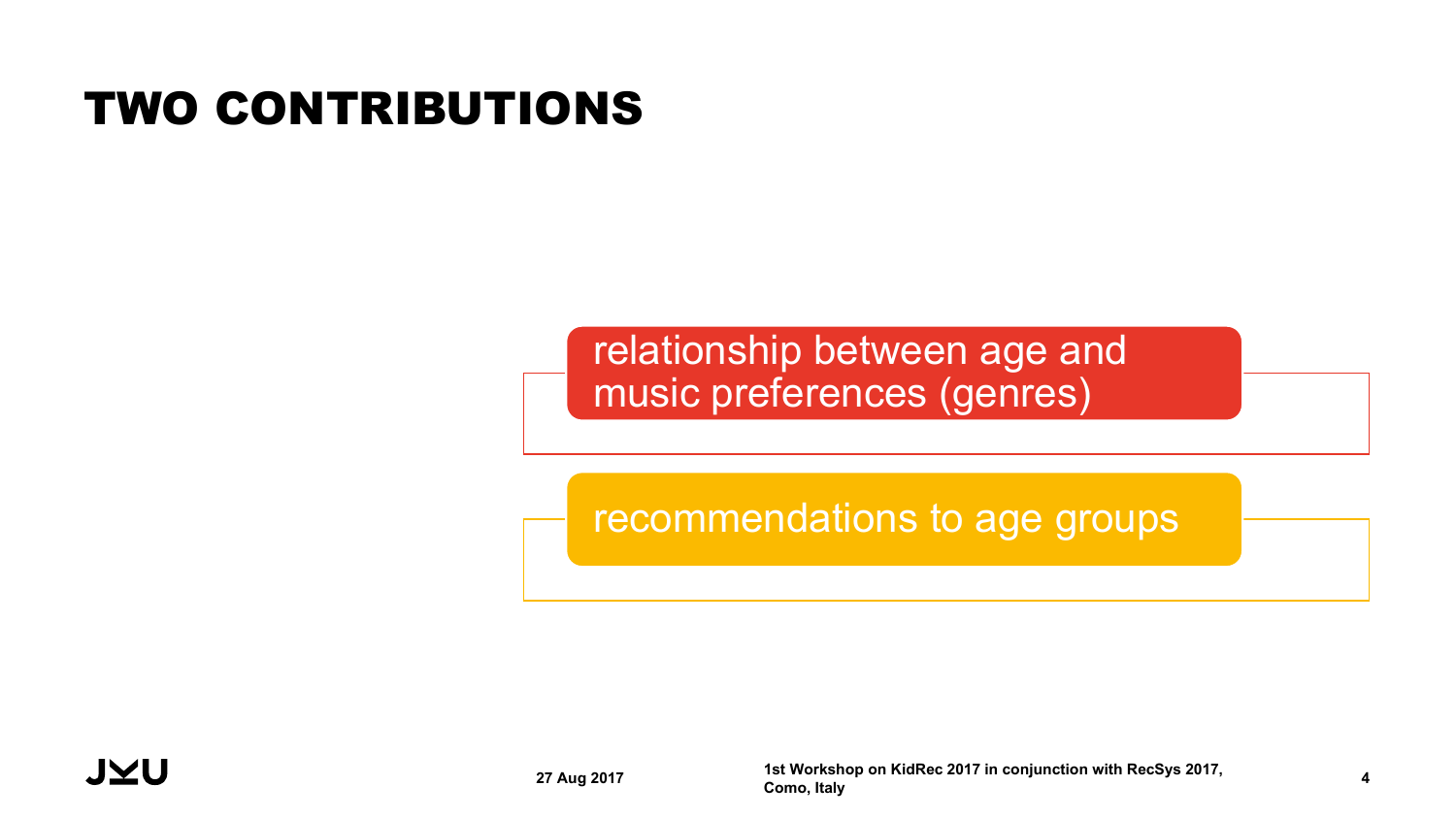# TWO CONTRIBUTIONS

- relationship between age and music preferences (genres)
- recommendations to age groups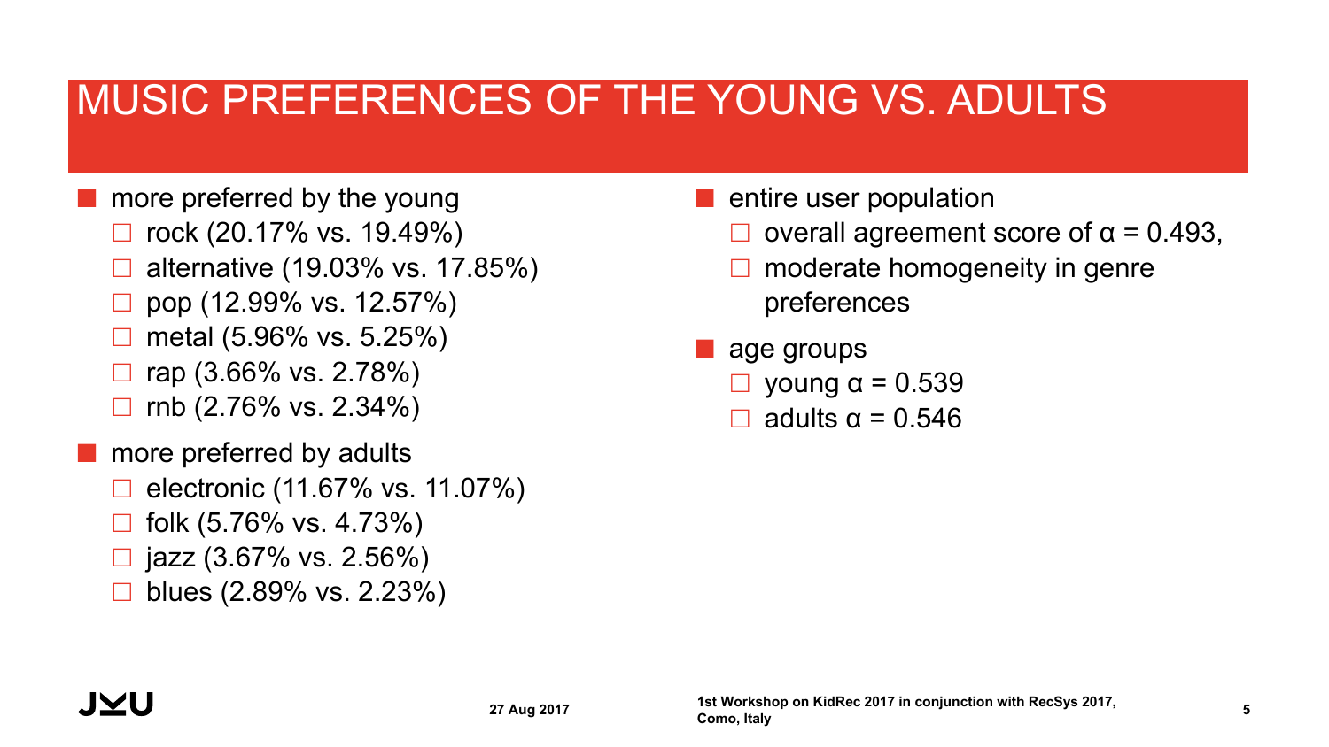# MUSIC PREFERENCES OF THE YOUNG VS. ADULTS

- more preferred by the young
  - rock (20.17% vs. 19.49%)
  - alternative (19.03% vs. 17.85%)
  - pop (12.99% vs. 12.57%)
  - metal (5.96% vs. 5.25%)
  - rap (3.66% vs. 2.78%)
  - rnb (2.76% vs. 2.34%)
- more preferred by adults
  - electronic (11.67% vs. 11.07%)
  - folk (5.76% vs. 4.73%)
  - jazz (3.67% vs. 2.56%)
  - blues (2.89% vs. 2.23%)

- entire user population
  - overall agreement score of $\alpha = 0.493$,
  - moderate homogeneity in genre preferences
- age groups
  - young $\alpha = 0.539$
  - adults $\alpha = 0.546$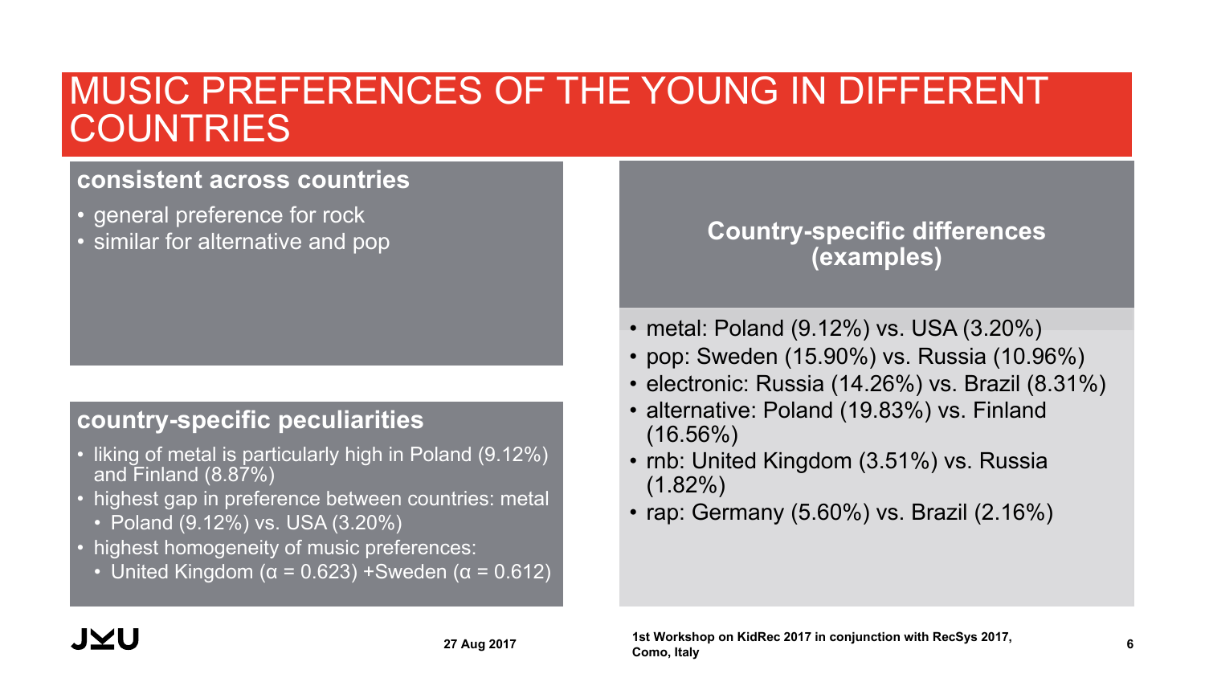# MUSIC PREFERENCES OF THE YOUNG IN DIFFERENT COUNTRIES

## consistent across countries

- general preference for rock
- similar for alternative and pop

## country-specific peculiarities

- liking of metal is particularly high in Poland (9.12%) and Finland (8.87%)
- highest gap in preference between countries: metal
  - Poland (9.12%) vs. USA (3.20%)
- highest homogeneity of music preferences:
  - United Kingdom ($\alpha = 0.623$) +Sweden ($\alpha = 0.612$)

## Country-specific differences (examples)

- metal: Poland (9.12%) vs. USA (3.20%)
- pop: Sweden (15.90%) vs. Russia (10.96%)
- electronic: Russia (14.26%) vs. Brazil (8.31%)
- alternative: Poland (19.83%) vs. Finland (16.56%)
- rnb: United Kingdom (3.51%) vs. Russia (1.82%)
- rap: Germany (5.60%) vs. Brazil (2.16%)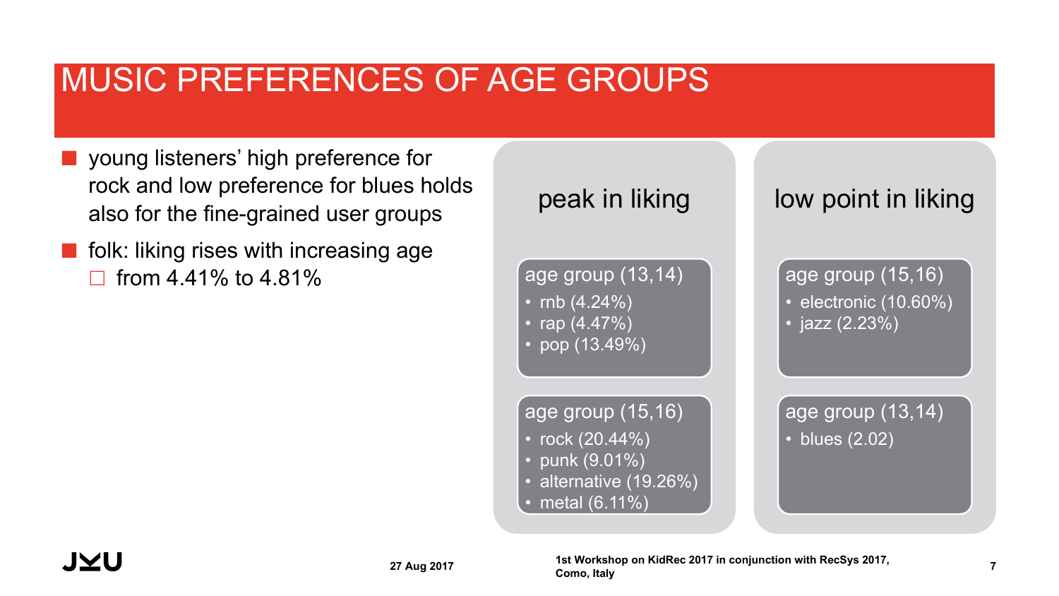# MUSIC PREFERENCES OF AGE GROUPS

- young listeners' high preference for rock and low preference for blues holds also for the fine-grained user groups
- folk: liking rises with increasing age
  - from 4.41% to 4.81%

## peak in liking

**age group (13,14)**

- rnb (4.24%)
- rap (4.47%)
- pop (13.49%)

**age group (15,16)**

- rock (20.44%)
- punk (9.01%)
- alternative (19.26%)
- metal (6.11%)

## low point in liking

**age group (15,16)**

- electronic (10.60%)
- jazz (2.23%)

**age group (13,14)**

- blues (2.02)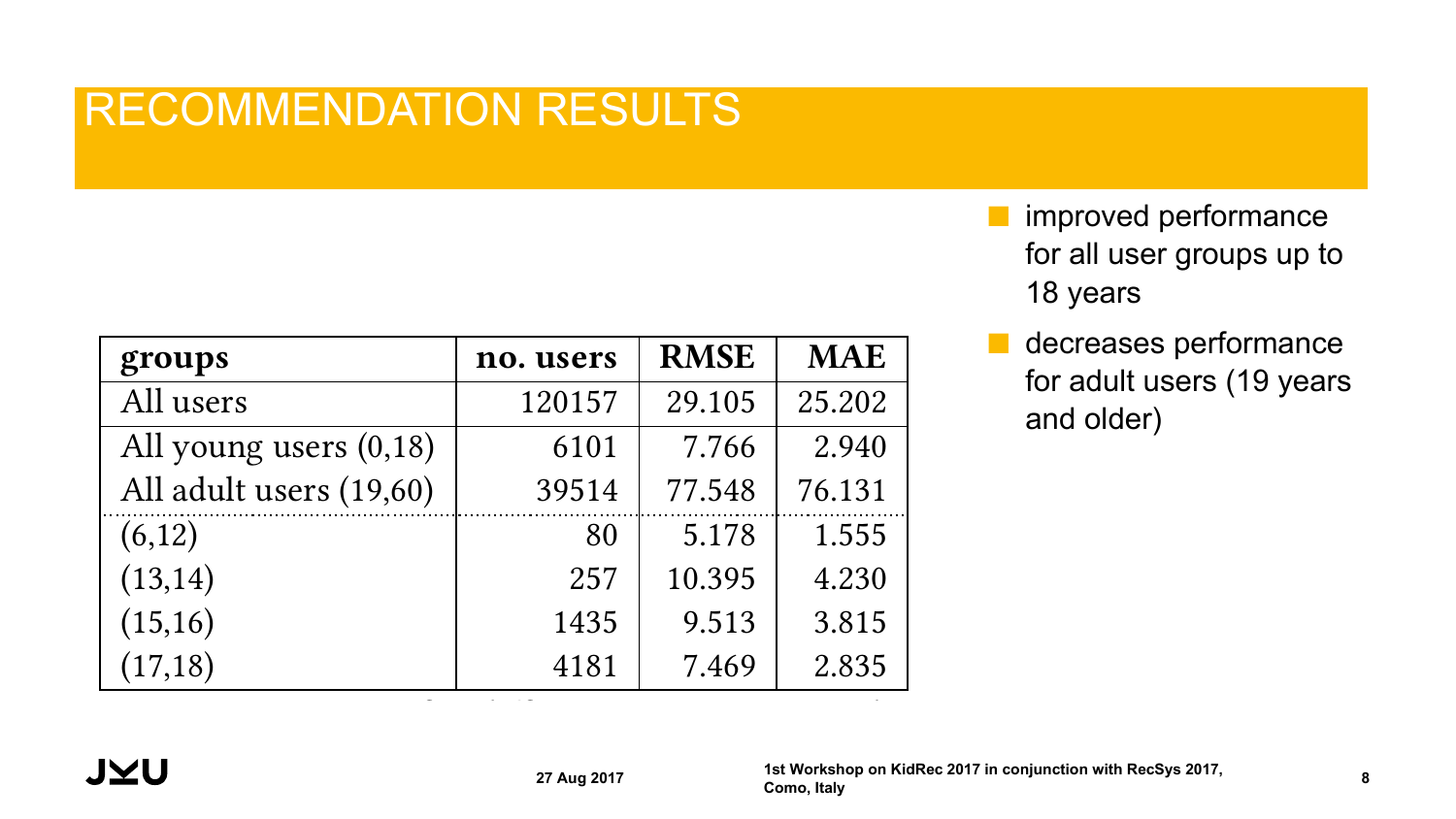# RECOMMENDATION RESULTS

| groups | no. users | RMSE | MAE |
|---|---|---|---|
| All users | 120157 | 29.105 | 25.202 |
| All young users (0,18) | 6101 | 7.766 | 2.940 |
| All adult users (19,60) | 39514 | 77.548 | 76.131 |
| (6,12) | 80 | 5.178 | 1.555 |
| (13,14) | 257 | 10.395 | 4.230 |
| (15,16) | 1435 | 9.513 | 3.815 |
| (17,18) | 4181 | 7.469 | 2.835 |

- improved performance for all user groups up to 18 years
- decreases performance for adult users (19 years and older)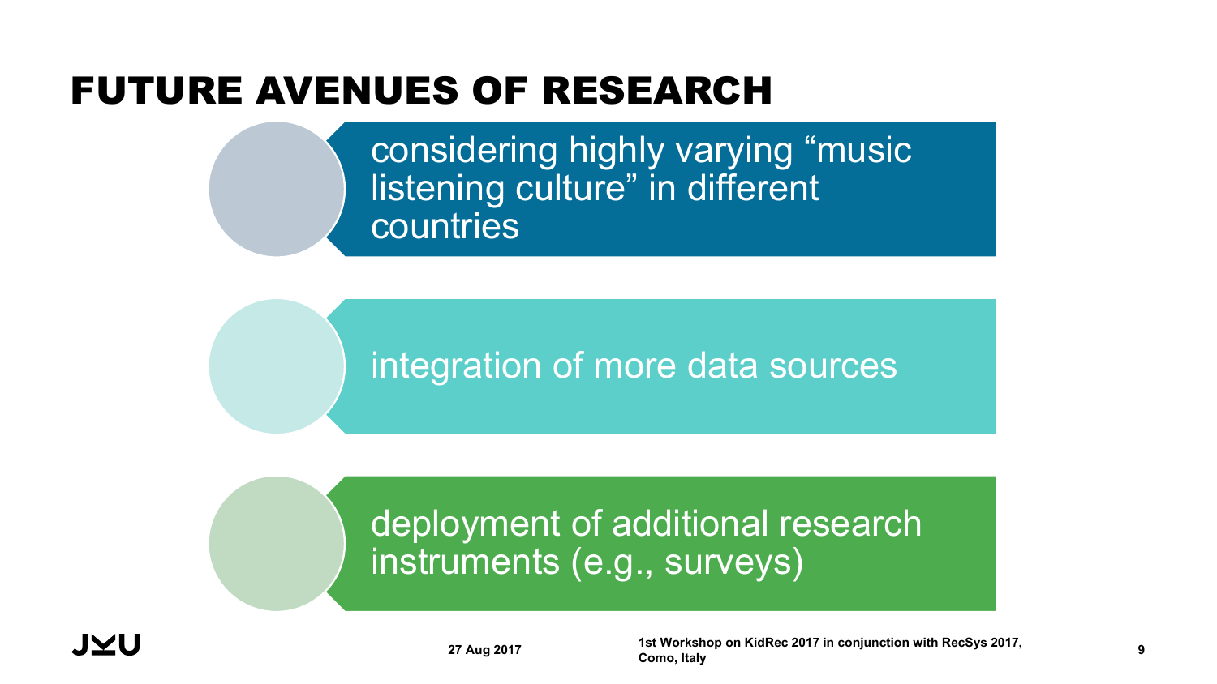# FUTURE AVENUES OF RESEARCH

- considering highly varying "music listening culture" in different countries
- integration of more data sources
- deployment of additional research instruments (e.g., surveys)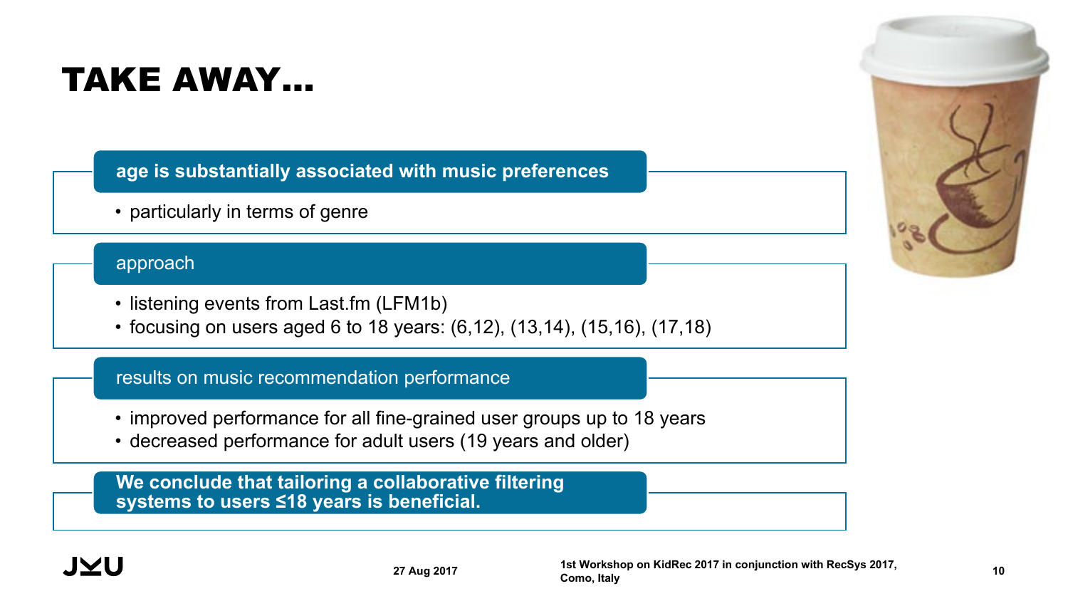# TAKE AWAY…

**age is substantially associated with music preferences**

- particularly in terms of genre

approach

- listening events from Last.fm (LFM1b)
- focusing on users aged 6 to 18 years: (6,12), (13,14), (15,16), (17,18)

results on music recommendation performance

- improved performance for all fine-grained user groups up to 18 years
- decreased performance for adult users (19 years and older)

**We conclude that tailoring a collaborative filtering systems to users ≤18 years is beneficial.**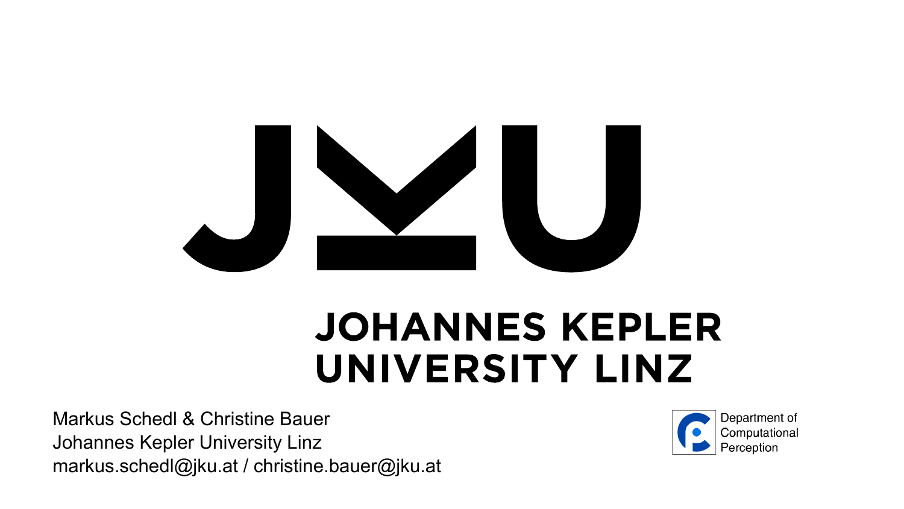JOHANNES KEPLER
UNIVERSITY LINZ

Markus Schedl & Christine Bauer
Johannes Kepler University Linz
markus.schedl@jku.at / christine.bauer@jku.at

Department of
Computational
Perception